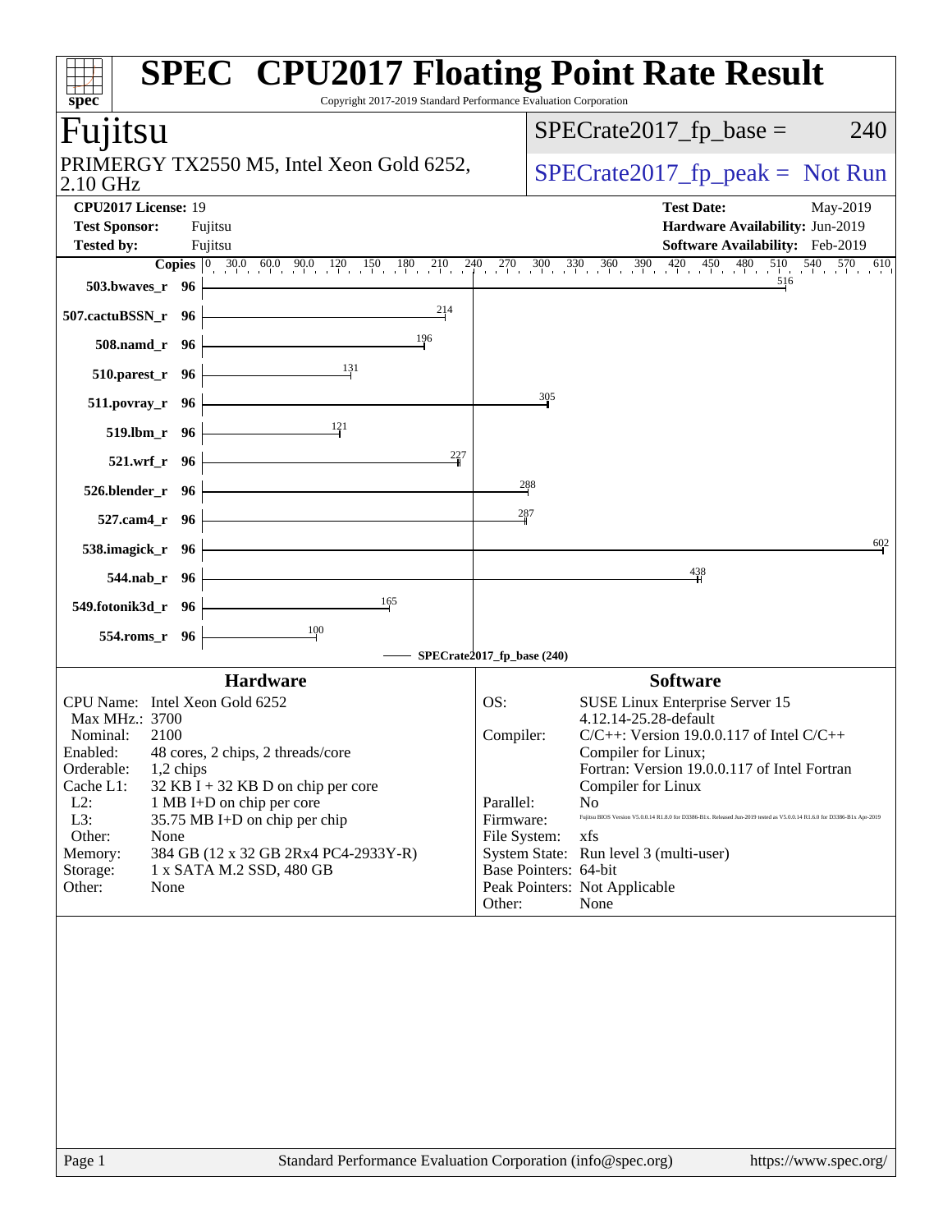# SPEC CPU2017 Floating Point Rate Result

Copyright 2017-2019 Standard Performance Evaluation Corporation

## Fujitsu

PRIMERGY TX2550 M5, Intel Xeon Gold 6252, 2.10 GHz

SPECrate2017_fp_base = 240

SPECrate2017_fp_peak = Not Run

**CPU2017 License:** 19
**Test Sponsor:** Fujitsu
**Tested by:** Fujitsu

**Test Date:** May-2019
**Hardware Availability:** Jun-2019
**Software Availability:** Feb-2019

| Benchmark | Copies | Base Ratio |
|---|---|---|
| 503.bwaves_r | 96 | 516 |
| 507.cactuBSSN_r | 96 | 214 |
| 508.namd_r | 96 | 196 |
| 510.parest_r | 96 | 131 |
| 511.povray_r | 96 | 305 |
| 519.lbm_r | 96 | 121 |
| 521.wrf_r | 96 | 227 |
| 526.blender_r | 96 | 288 |
| 527.cam4_r | 96 | 287 |
| 538.imagick_r | 96 | 602 |
| 544.nab_r | 96 | 438 |
| 549.fotonik3d_r | 96 | 165 |
| 554.roms_r | 96 | 100 |

SPECrate2017_fp_base (240)

### Hardware

| | |
|---|---|
| CPU Name: | Intel Xeon Gold 6252 |
| Max MHz.: | 3700 |
| Nominal: | 2100 |
| Enabled: | 48 cores, 2 chips, 2 threads/core |
| Orderable: | 1,2 chips |
| Cache L1: | 32 KB I + 32 KB D on chip per core |
| L2: | 1 MB I+D on chip per core |
| L3: | 35.75 MB I+D on chip per chip |
| Other: | None |
| Memory: | 384 GB (12 x 32 GB 2Rx4 PC4-2933Y-R) |
| Storage: | 1 x SATA M.2 SSD, 480 GB |
| Other: | None |

### Software

| | |
|---|---|
| OS: | SUSE Linux Enterprise Server 15 4.12.14-25.28-default |
| Compiler: | C/C++: Version 19.0.0.117 of Intel C/C++ Compiler for Linux; Fortran: Version 19.0.0.117 of Intel Fortran Compiler for Linux |
| Parallel: | No |
| Firmware: | Fujitsu BIOS Version V5.0.0.14 R1.8.0 for D3386-B1x. Released Jun-2019 tested as V5.0.0.14 R1.6.0 for D3386-B1x Apr-2019 |
| File System: | xfs |
| System State: | Run level 3 (multi-user) |
| Base Pointers: | 64-bit |
| Peak Pointers: | Not Applicable |
| Other: | None |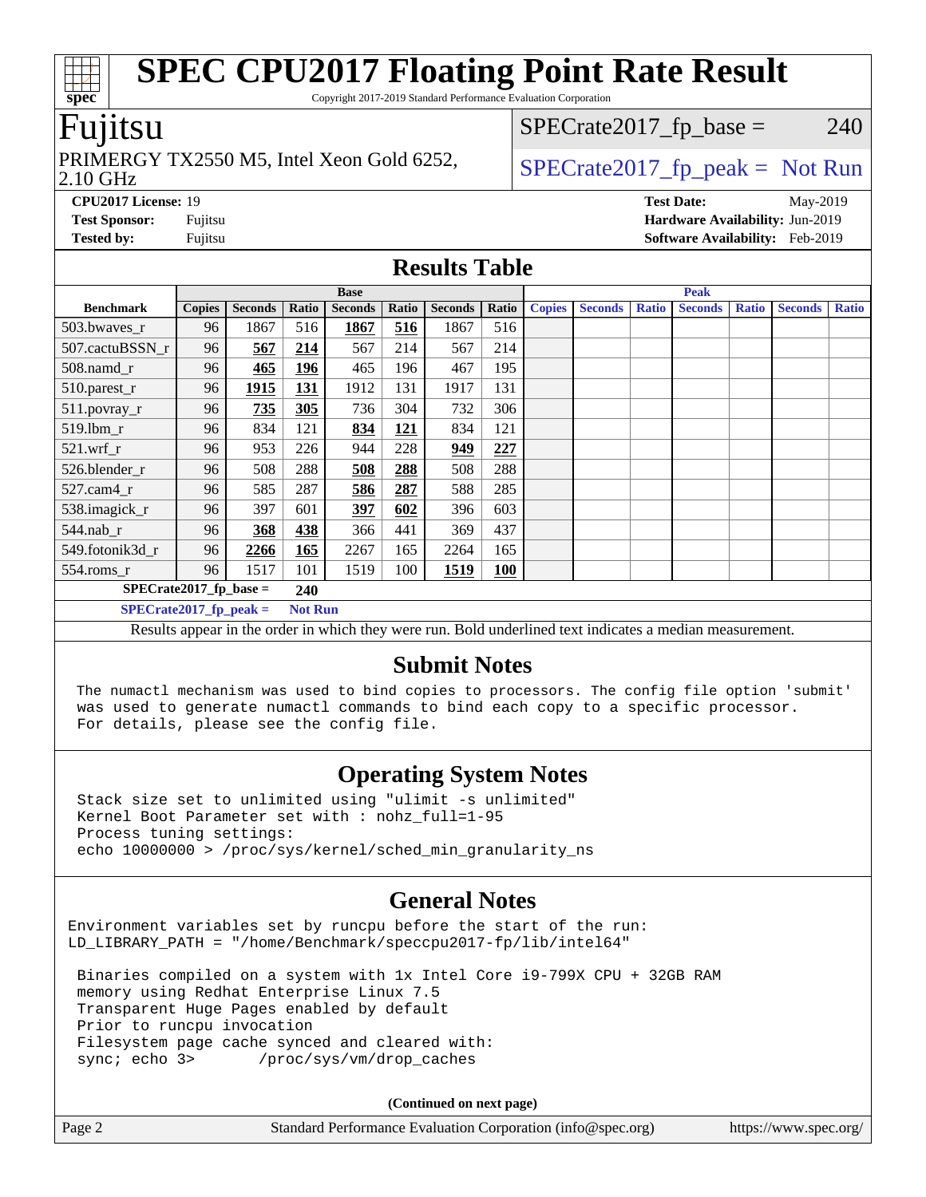# SPEC CPU2017 Floating Point Rate Result

Copyright 2017-2019 Standard Performance Evaluation Corporation

## Fujitsu

PRIMERGY TX2550 M5, Intel Xeon Gold 6252, 2.10 GHz

SPECrate2017_fp_base = 240

SPECrate2017_fp_peak = Not Run

**CPU2017 License:** 19
**Test Sponsor:** Fujitsu
**Tested by:** Fujitsu

**Test Date:** May-2019
**Hardware Availability:** Jun-2019
**Software Availability:** Feb-2019

## Results Table

| | Base | | | | | | | Peak | | | | | | |
|---|---|---|---|---|---|---|---|---|---|---|---|---|---|---|
| **Benchmark** | **Copies** | **Seconds** | **Ratio** | **Seconds** | **Ratio** | **Seconds** | **Ratio** | **Copies** | **Seconds** | **Ratio** | **Seconds** | **Ratio** | **Seconds** | **Ratio** |
| 503.bwaves_r | 96 | 1867 | 516 | **1867** | **516** | 1867 | 516 | | | | | | | |
| 507.cactuBSSN_r | 96 | **567** | **214** | 567 | 214 | 567 | 214 | | | | | | | |
| 508.namd_r | 96 | **465** | **196** | 465 | 196 | 467 | 195 | | | | | | | |
| 510.parest_r | 96 | **1915** | **131** | 1912 | 131 | 1917 | 131 | | | | | | | |
| 511.povray_r | 96 | **735** | **305** | 736 | 304 | 732 | 306 | | | | | | | |
| 519.lbm_r | 96 | 834 | 121 | **834** | **121** | 834 | 121 | | | | | | | |
| 521.wrf_r | 96 | 953 | 226 | 944 | 228 | **949** | **227** | | | | | | | |
| 526.blender_r | 96 | 508 | 288 | **508** | **288** | 508 | 288 | | | | | | | |
| 527.cam4_r | 96 | 585 | 287 | **586** | **287** | 588 | 285 | | | | | | | |
| 538.imagick_r | 96 | 397 | 601 | **397** | **602** | 396 | 603 | | | | | | | |
| 544.nab_r | 96 | **368** | **438** | 366 | 441 | 369 | 437 | | | | | | | |
| 549.fotonik3d_r | 96 | **2266** | **165** | 2267 | 165 | 2264 | 165 | | | | | | | |
| 554.roms_r | 96 | 1517 | 101 | 1519 | 100 | **1519** | **100** | | | | | | | |

**SPECrate2017_fp_base = 240**

**SPECrate2017_fp_peak = Not Run**

Results appear in the order in which they were run. Bold underlined text indicates a median measurement.

## Submit Notes

```
The numactl mechanism was used to bind copies to processors. The config file option 'submit'
was used to generate numactl commands to bind each copy to a specific processor.
For details, please see the config file.
```

## Operating System Notes

```
Stack size set to unlimited using "ulimit -s unlimited"
Kernel Boot Parameter set with : nohz_full=1-95
Process tuning settings:
echo 10000000 > /proc/sys/kernel/sched_min_granularity_ns
```

## General Notes

```
Environment variables set by runcpu before the start of the run:
LD_LIBRARY_PATH = "/home/Benchmark/speccpu2017-fp/lib/intel64"

 Binaries compiled on a system with 1x Intel Core i9-799X CPU + 32GB RAM
 memory using Redhat Enterprise Linux 7.5
 Transparent Huge Pages enabled by default
 Prior to runcpu invocation
 Filesystem page cache synced and cleared with:
 sync; echo 3>       /proc/sys/vm/drop_caches
```

**(Continued on next page)**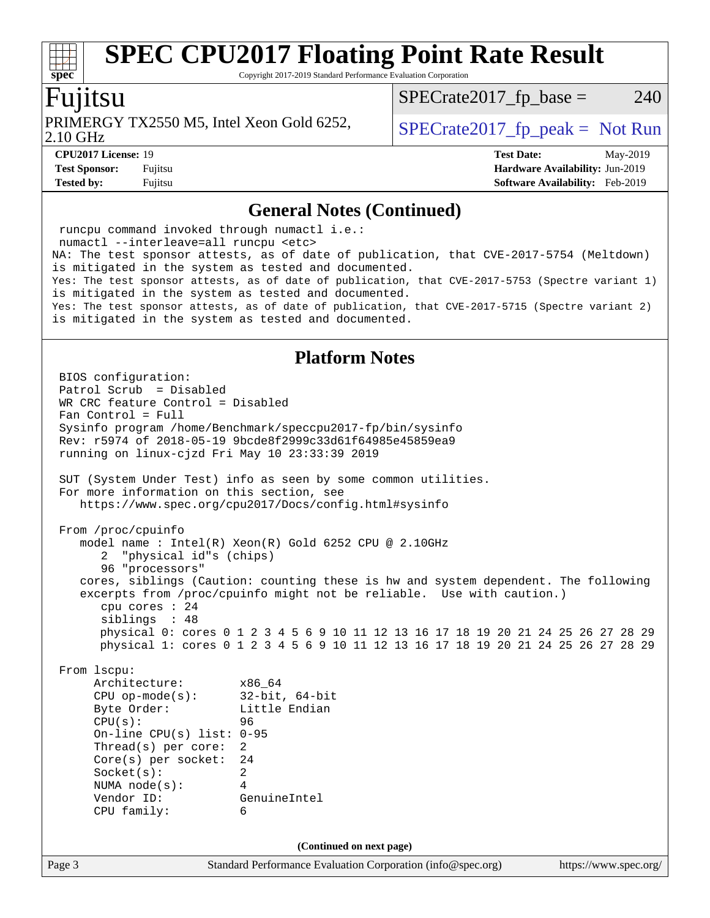## General Notes (Continued)

```
runcpu command invoked through numactl i.e.:
numactl --interleave=all runcpu <etc>
NA: The test sponsor attests, as of date of publication, that CVE-2017-5754 (Meltdown)
is mitigated in the system as tested and documented.
Yes: The test sponsor attests, as of date of publication, that CVE-2017-5753 (Spectre variant 1)
is mitigated in the system as tested and documented.
Yes: The test sponsor attests, as of date of publication, that CVE-2017-5715 (Spectre variant 2)
is mitigated in the system as tested and documented.
```

## Platform Notes

```
BIOS configuration:
Patrol Scrub  = Disabled
WR CRC feature Control = Disabled
Fan Control = Full
Sysinfo program /home/Benchmark/speccpu2017-fp/bin/sysinfo
Rev: r5974 of 2018-05-19 9bcde8f2999c33d61f64985e45859ea9
running on linux-cjzd Fri May 10 23:33:39 2019

SUT (System Under Test) info as seen by some common utilities.
For more information on this section, see
   https://www.spec.org/cpu2017/Docs/config.html#sysinfo

From /proc/cpuinfo
   model name : Intel(R) Xeon(R) Gold 6252 CPU @ 2.10GHz
      2  "physical id"s (chips)
      96 "processors"
   cores, siblings (Caution: counting these is hw and system dependent. The following
   excerpts from /proc/cpuinfo might not be reliable.  Use with caution.)
      cpu cores : 24
      siblings  : 48
      physical 0: cores 0 1 2 3 4 5 6 9 10 11 12 13 16 17 18 19 20 21 24 25 26 27 28 29
      physical 1: cores 0 1 2 3 4 5 6 9 10 11 12 13 16 17 18 19 20 21 24 25 26 27 28 29

From lscpu:
     Architecture:        x86_64
     CPU op-mode(s):      32-bit, 64-bit
     Byte Order:          Little Endian
     CPU(s):              96
     On-line CPU(s) list: 0-95
     Thread(s) per core:  2
     Core(s) per socket:  24
     Socket(s):           2
     NUMA node(s):        4
     Vendor ID:           GenuineIntel
     CPU family:          6
```

(Continued on next page)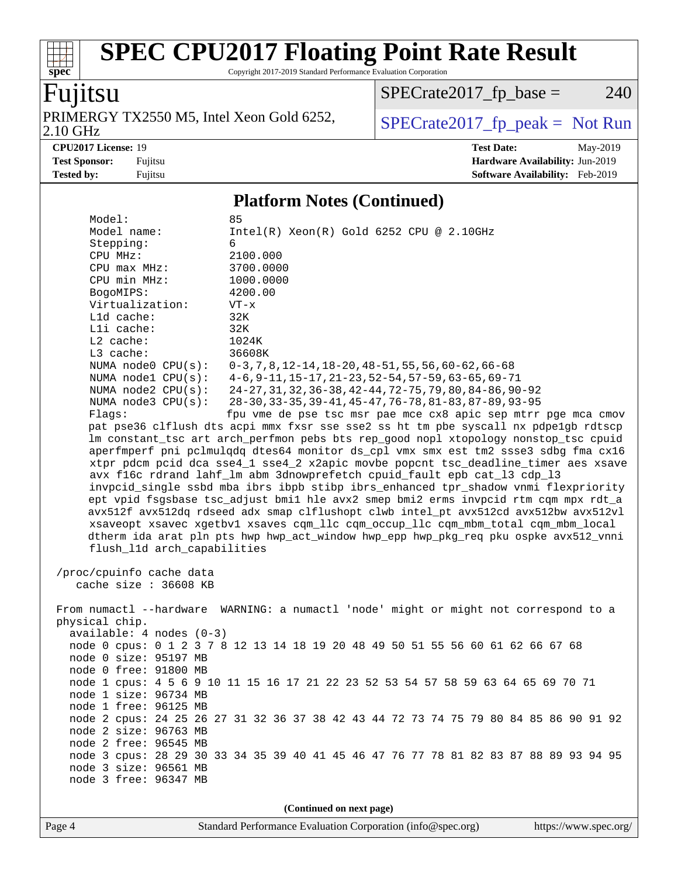# SPEC CPU2017 Floating Point Rate Result

Copyright 2017-2019 Standard Performance Evaluation Corporation

**Fujitsu**

PRIMERGY TX2550 M5, Intel Xeon Gold 6252, 2.10 GHz

SPECrate2017_fp_base = 240

SPECrate2017_fp_peak = Not Run

**CPU2017 License:** 19
**Test Sponsor:** Fujitsu
**Tested by:** Fujitsu

**Test Date:** May-2019
**Hardware Availability:** Jun-2019
**Software Availability:** Feb-2019

## Platform Notes (Continued)

```
Model:               85
Model name:          Intel(R) Xeon(R) Gold 6252 CPU @ 2.10GHz
Stepping:            6
CPU MHz:             2100.000
CPU max MHz:         3700.0000
CPU min MHz:         1000.0000
BogoMIPS:            4200.00
Virtualization:      VT-x
L1d cache:           32K
L1i cache:           32K
L2 cache:            1024K
L3 cache:            36608K
NUMA node0 CPU(s):   0-3,7,8,12-14,18-20,48-51,55,56,60-62,66-68
NUMA node1 CPU(s):   4-6,9-11,15-17,21-23,52-54,57-59,63-65,69-71
NUMA node2 CPU(s):   24-27,31,32,36-38,42-44,72-75,79,80,84-86,90-92
NUMA node3 CPU(s):   28-30,33-35,39-41,45-47,76-78,81-83,87-89,93-95
Flags:               fpu vme de pse tsc msr pae mce cx8 apic sep mtrr pge mca cmov
pat pse36 clflush dts acpi mmx fxsr sse sse2 ss ht tm pbe syscall nx pdpe1gb rdtscp
lm constant_tsc art arch_perfmon pebs bts rep_good nopl xtopology nonstop_tsc cpuid
aperfmperf pni pclmulqdq dtes64 monitor ds_cpl vmx smx est tm2 ssse3 sdbg fma cx16
xtpr pdcm pcid dca sse4_1 sse4_2 x2apic movbe popcnt tsc_deadline_timer aes xsave
avx f16c rdrand lahf_lm abm 3dnowprefetch cpuid_fault epb cat_l3 cdp_l3
invpcid_single ssbd mba ibrs ibpb stibp ibrs_enhanced tpr_shadow vnmi flexpriority
ept vpid fsgsbase tsc_adjust bmi1 hle avx2 smep bmi2 erms invpcid rtm cqm mpx rdt_a
avx512f avx512dq rdseed adx smap clflushopt clwb intel_pt avx512cd avx512bw avx512vl
xsaveopt xsavec xgetbv1 xsaves cqm_llc cqm_occup_llc cqm_mbm_total cqm_mbm_local
dtherm ida arat pln pts hwp hwp_act_window hwp_epp hwp_pkg_req pku ospke avx512_vnni
flush_l1d arch_capabilities

/proc/cpuinfo cache data
   cache size : 36608 KB

From numactl --hardware  WARNING: a numactl 'node' might or might not correspond to a
physical chip.
  available: 4 nodes (0-3)
  node 0 cpus: 0 1 2 3 7 8 12 13 14 18 19 20 48 49 50 51 55 56 60 61 62 66 67 68
  node 0 size: 95197 MB
  node 0 free: 91800 MB
  node 1 cpus: 4 5 6 9 10 11 15 16 17 21 22 23 52 53 54 57 58 59 63 64 65 69 70 71
  node 1 size: 96734 MB
  node 1 free: 96125 MB
  node 2 cpus: 24 25 26 27 31 32 36 37 38 42 43 44 72 73 74 75 79 80 84 85 86 90 91 92
  node 2 size: 96763 MB
  node 2 free: 96545 MB
  node 3 cpus: 28 29 30 33 34 35 39 40 41 45 46 47 76 77 78 81 82 83 87 88 89 93 94 95
  node 3 size: 96561 MB
  node 3 free: 96347 MB
```

(Continued on next page)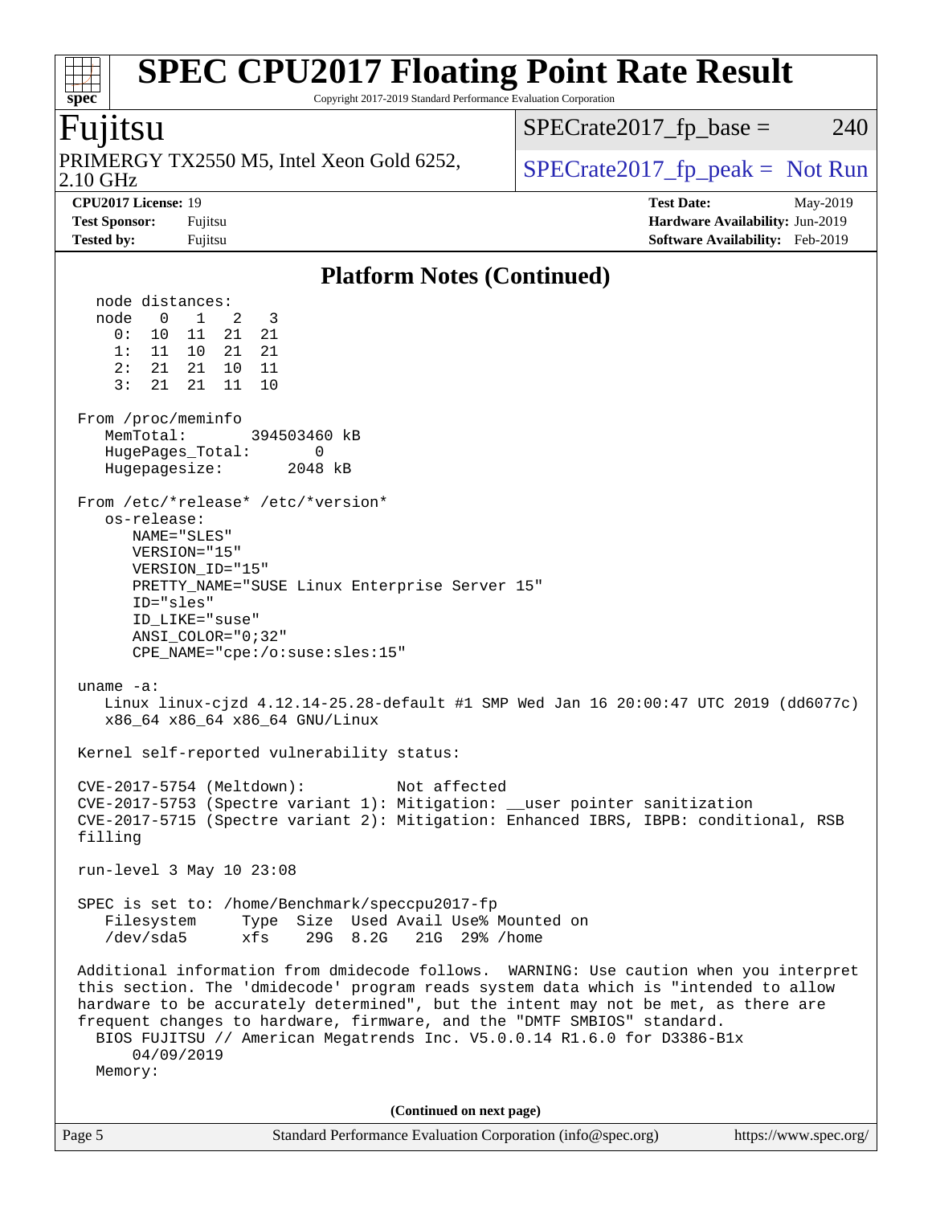## Platform Notes (Continued)

```
  node distances:
  node   0   1   2   3
    0:  10  11  21  21
    1:  11  10  21  21
    2:  21  21  10  11
    3:  21  21  11  10

From /proc/meminfo
   MemTotal:       394503460 kB
   HugePages_Total:       0
   Hugepagesize:       2048 kB

From /etc/*release* /etc/*version*
   os-release:
      NAME="SLES"
      VERSION="15"
      VERSION_ID="15"
      PRETTY_NAME="SUSE Linux Enterprise Server 15"
      ID="sles"
      ID_LIKE="suse"
      ANSI_COLOR="0;32"
      CPE_NAME="cpe:/o:suse:sles:15"

uname -a:
   Linux linux-cjzd 4.12.14-25.28-default #1 SMP Wed Jan 16 20:00:47 UTC 2019 (dd6077c)
   x86_64 x86_64 x86_64 GNU/Linux

Kernel self-reported vulnerability status:

CVE-2017-5754 (Meltdown):          Not affected
CVE-2017-5753 (Spectre variant 1): Mitigation: __user pointer sanitization
CVE-2017-5715 (Spectre variant 2): Mitigation: Enhanced IBRS, IBPB: conditional, RSB
filling

run-level 3 May 10 23:08

SPEC is set to: /home/Benchmark/speccpu2017-fp
   Filesystem     Type  Size  Used Avail Use% Mounted on
   /dev/sda5      xfs    29G  8.2G   21G  29% /home

Additional information from dmidecode follows.  WARNING: Use caution when you interpret
this section. The 'dmidecode' program reads system data which is "intended to allow
hardware to be accurately determined", but the intent may not be met, as there are
frequent changes to hardware, firmware, and the "DMTF SMBIOS" standard.
  BIOS FUJITSU // American Megatrends Inc. V5.0.0.14 R1.6.0 for D3386-B1x
      04/09/2019
  Memory:
```

**(Continued on next page)**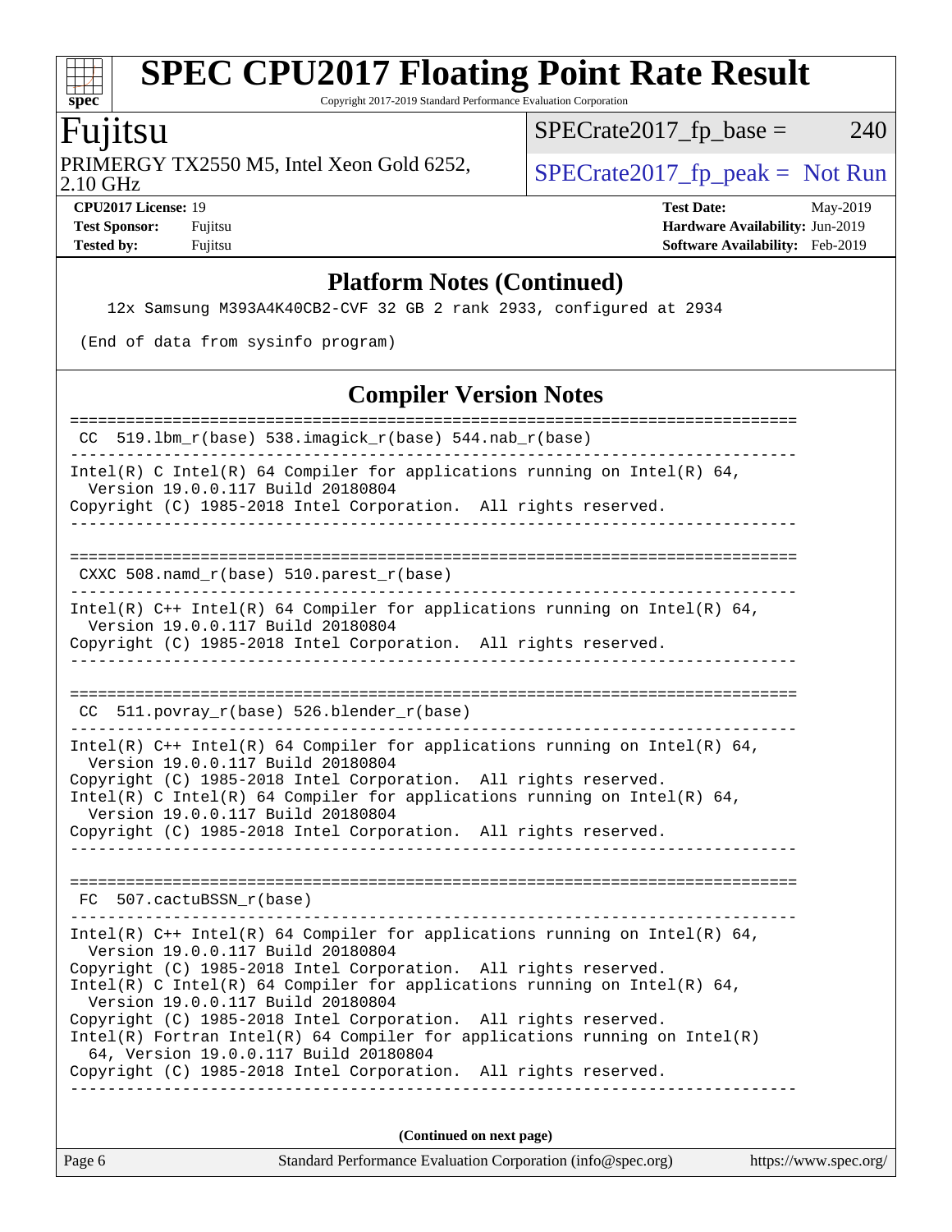## Platform Notes (Continued)

```
   12x Samsung M393A4K40CB2-CVF 32 GB 2 rank 2933, configured at 2934

 (End of data from sysinfo program)
```

## Compiler Version Notes

```
==============================================================================
 CC  519.lbm_r(base) 538.imagick_r(base) 544.nab_r(base)
------------------------------------------------------------------------------
Intel(R) C Intel(R) 64 Compiler for applications running on Intel(R) 64,
  Version 19.0.0.117 Build 20180804
Copyright (C) 1985-2018 Intel Corporation.  All rights reserved.
------------------------------------------------------------------------------

==============================================================================
 CXXC 508.namd_r(base) 510.parest_r(base)
------------------------------------------------------------------------------
Intel(R) C++ Intel(R) 64 Compiler for applications running on Intel(R) 64,
  Version 19.0.0.117 Build 20180804
Copyright (C) 1985-2018 Intel Corporation.  All rights reserved.
------------------------------------------------------------------------------

==============================================================================
 CC  511.povray_r(base) 526.blender_r(base)
------------------------------------------------------------------------------
Intel(R) C++ Intel(R) 64 Compiler for applications running on Intel(R) 64,
  Version 19.0.0.117 Build 20180804
Copyright (C) 1985-2018 Intel Corporation.  All rights reserved.
Intel(R) C Intel(R) 64 Compiler for applications running on Intel(R) 64,
  Version 19.0.0.117 Build 20180804
Copyright (C) 1985-2018 Intel Corporation.  All rights reserved.
------------------------------------------------------------------------------

==============================================================================
 FC  507.cactuBSSN_r(base)
------------------------------------------------------------------------------
Intel(R) C++ Intel(R) 64 Compiler for applications running on Intel(R) 64,
  Version 19.0.0.117 Build 20180804
Copyright (C) 1985-2018 Intel Corporation.  All rights reserved.
Intel(R) C Intel(R) 64 Compiler for applications running on Intel(R) 64,
  Version 19.0.0.117 Build 20180804
Copyright (C) 1985-2018 Intel Corporation.  All rights reserved.
Intel(R) Fortran Intel(R) 64 Compiler for applications running on Intel(R)
  64, Version 19.0.0.117 Build 20180804
Copyright (C) 1985-2018 Intel Corporation.  All rights reserved.
------------------------------------------------------------------------------
```

**(Continued on next page)**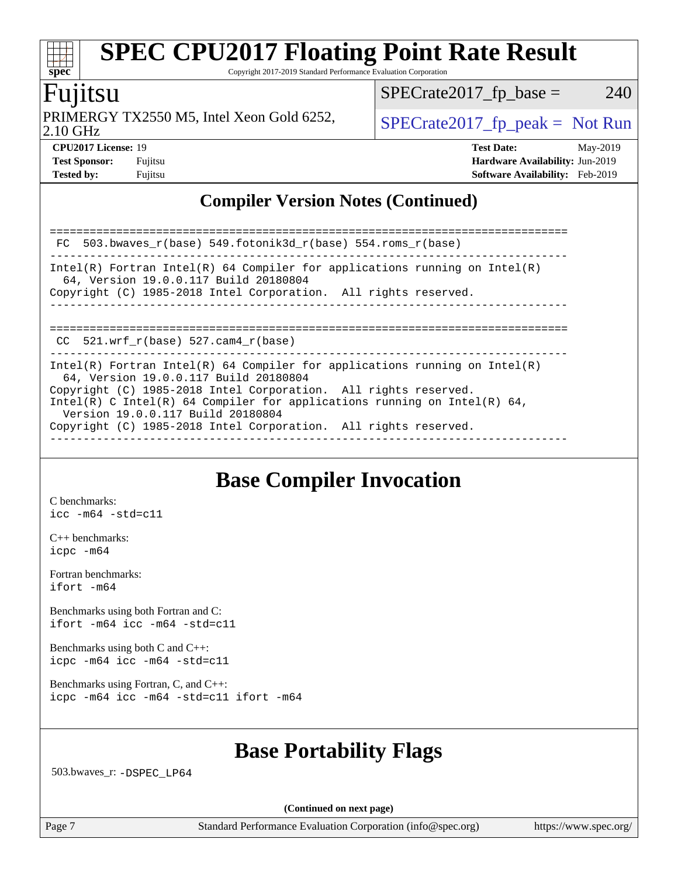## Compiler Version Notes (Continued)

```
==============================================================================
 FC  503.bwaves_r(base) 549.fotonik3d_r(base) 554.roms_r(base)
------------------------------------------------------------------------------
Intel(R) Fortran Intel(R) 64 Compiler for applications running on Intel(R)
  64, Version 19.0.0.117 Build 20180804
Copyright (C) 1985-2018 Intel Corporation.  All rights reserved.
------------------------------------------------------------------------------

==============================================================================
 CC  521.wrf_r(base) 527.cam4_r(base)
------------------------------------------------------------------------------
Intel(R) Fortran Intel(R) 64 Compiler for applications running on Intel(R)
  64, Version 19.0.0.117 Build 20180804
Copyright (C) 1985-2018 Intel Corporation.  All rights reserved.
Intel(R) C Intel(R) 64 Compiler for applications running on Intel(R) 64,
  Version 19.0.0.117 Build 20180804
Copyright (C) 1985-2018 Intel Corporation.  All rights reserved.
------------------------------------------------------------------------------
```

## Base Compiler Invocation

C benchmarks:
`icc -m64 -std=c11`

C++ benchmarks:
`icpc -m64`

Fortran benchmarks:
`ifort -m64`

Benchmarks using both Fortran and C:
`ifort -m64 icc -m64 -std=c11`

Benchmarks using both C and C++:
`icpc -m64 icc -m64 -std=c11`

Benchmarks using Fortran, C, and C++:
`icpc -m64 icc -m64 -std=c11 ifort -m64`

## Base Portability Flags

503.bwaves_r: `-DSPEC_LP64`

**(Continued on next page)**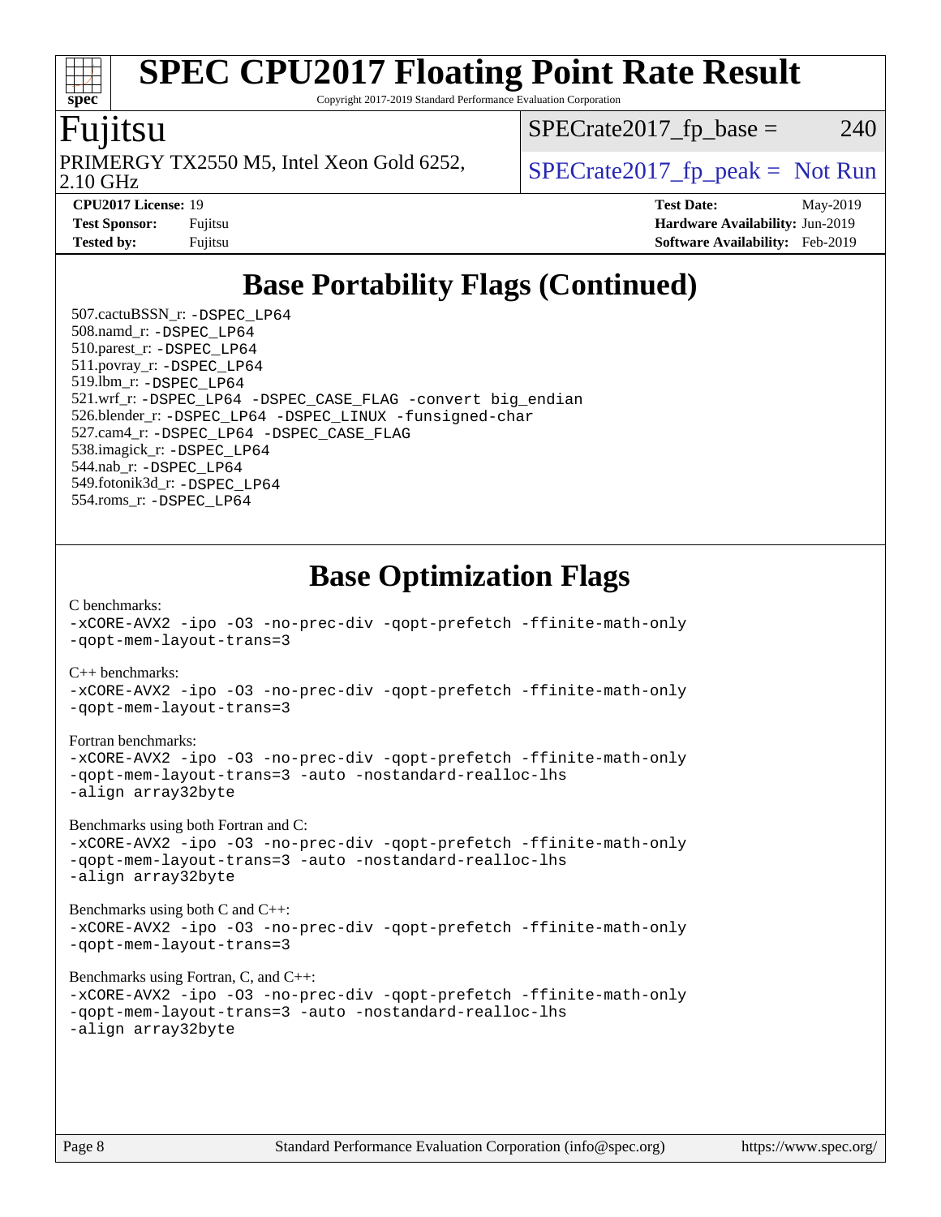# Base Portability Flags (Continued)

507.cactuBSSN_r: -DSPEC_LP64
508.namd_r: -DSPEC_LP64
510.parest_r: -DSPEC_LP64
511.povray_r: -DSPEC_LP64
519.lbm_r: -DSPEC_LP64
521.wrf_r: -DSPEC_LP64 -DSPEC_CASE_FLAG -convert big_endian
526.blender_r: -DSPEC_LP64 -DSPEC_LINUX -funsigned-char
527.cam4_r: -DSPEC_LP64 -DSPEC_CASE_FLAG
538.imagick_r: -DSPEC_LP64
544.nab_r: -DSPEC_LP64
549.fotonik3d_r: -DSPEC_LP64
554.roms_r: -DSPEC_LP64

# Base Optimization Flags

C benchmarks:
-xCORE-AVX2 -ipo -O3 -no-prec-div -qopt-prefetch -ffinite-math-only
-qopt-mem-layout-trans=3

C++ benchmarks:
-xCORE-AVX2 -ipo -O3 -no-prec-div -qopt-prefetch -ffinite-math-only
-qopt-mem-layout-trans=3

Fortran benchmarks:
-xCORE-AVX2 -ipo -O3 -no-prec-div -qopt-prefetch -ffinite-math-only
-qopt-mem-layout-trans=3 -auto -nostandard-realloc-lhs
-align array32byte

Benchmarks using both Fortran and C:
-xCORE-AVX2 -ipo -O3 -no-prec-div -qopt-prefetch -ffinite-math-only
-qopt-mem-layout-trans=3 -auto -nostandard-realloc-lhs
-align array32byte

Benchmarks using both C and C++:
-xCORE-AVX2 -ipo -O3 -no-prec-div -qopt-prefetch -ffinite-math-only
-qopt-mem-layout-trans=3

Benchmarks using Fortran, C, and C++:
-xCORE-AVX2 -ipo -O3 -no-prec-div -qopt-prefetch -ffinite-math-only
-qopt-mem-layout-trans=3 -auto -nostandard-realloc-lhs
-align array32byte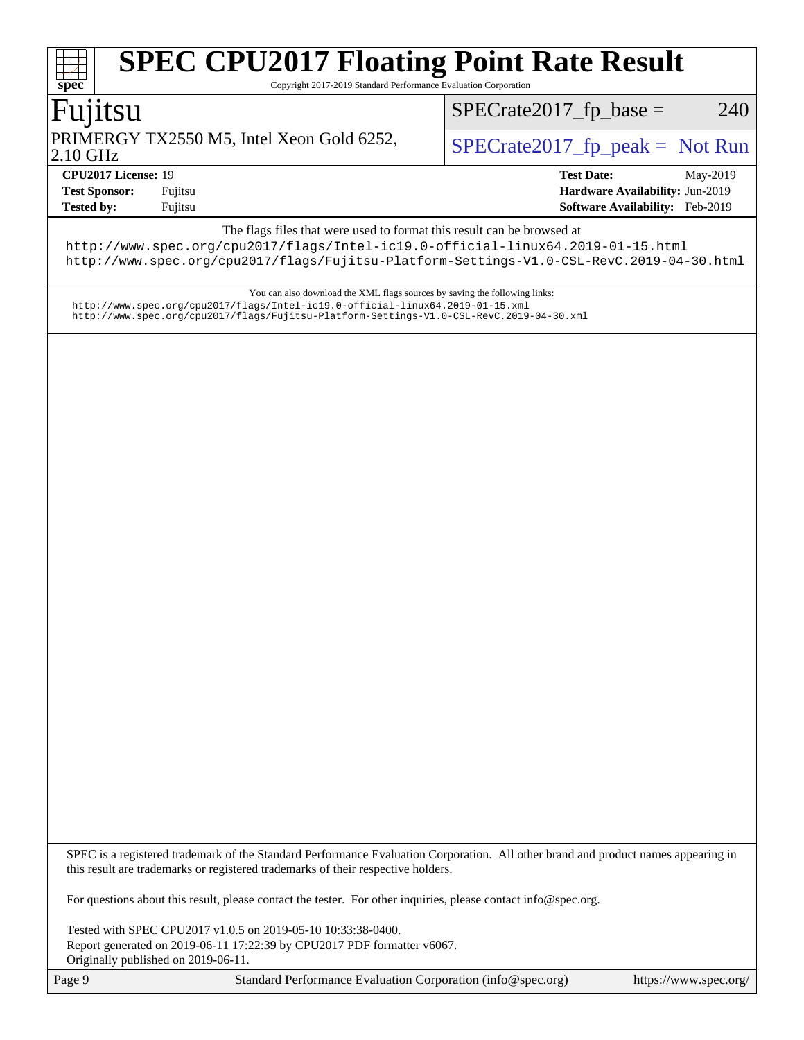The flags files that were used to format this result can be browsed at

http://www.spec.org/cpu2017/flags/Intel-ic19.0-official-linux64.2019-01-15.html
http://www.spec.org/cpu2017/flags/Fujitsu-Platform-Settings-V1.0-CSL-RevC.2019-04-30.html

You can also download the XML flags sources by saving the following links:

http://www.spec.org/cpu2017/flags/Intel-ic19.0-official-linux64.2019-01-15.xml
http://www.spec.org/cpu2017/flags/Fujitsu-Platform-Settings-V1.0-CSL-RevC.2019-04-30.xml

SPEC is a registered trademark of the Standard Performance Evaluation Corporation. All other brand and product names appearing in this result are trademarks or registered trademarks of their respective holders.

For questions about this result, please contact the tester. For other inquiries, please contact info@spec.org.

Tested with SPEC CPU2017 v1.0.5 on 2019-05-10 10:33:38-0400.
Report generated on 2019-06-11 17:22:39 by CPU2017 PDF formatter v6067.
Originally published on 2019-06-11.